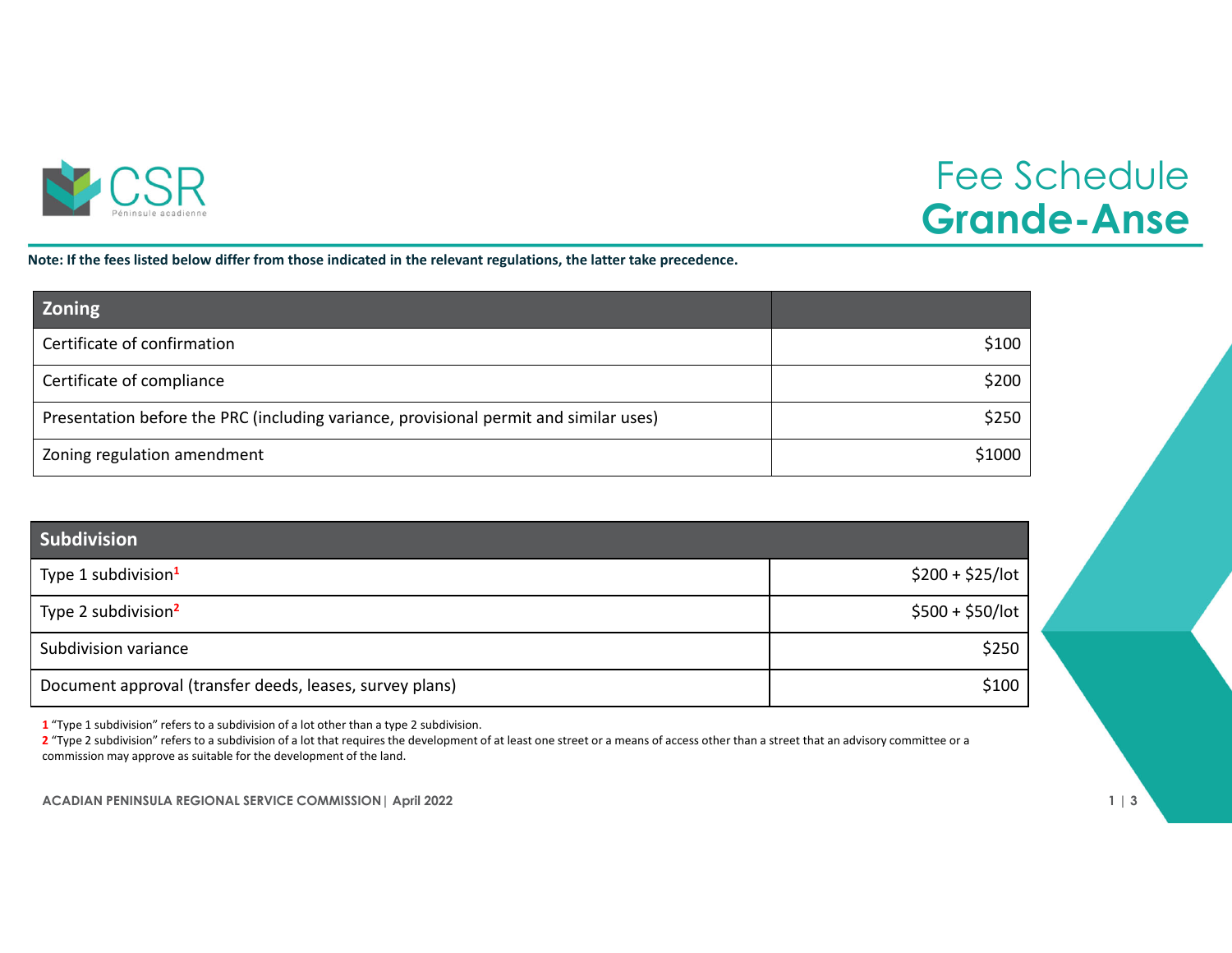CSR

Péninsule acadienne

# Fee Schedule
# Grande-Anse

**Note: If the fees listed below differ from those indicated in the relevant regulations, the latter take precedence.**

| Zoning | |
|---|---:|
| Certificate of confirmation | $100 |
| Certificate of compliance | $200 |
| Presentation before the PRC (including variance, provisional permit and similar uses) | $250 |
| Zoning regulation amendment | $1000 |

| Subdivision | |
|---|---:|
| Type 1 subdivision[1] | $200 + $25/lot |
| Type 2 subdivision[2] | $500 + $50/lot |
| Subdivision variance | $250 |
| Document approval (transfer deeds, leases, survey plans) | $100 |

1 "Type 1 subdivision" refers to a subdivision of a lot other than a type 2 subdivision.

2 "Type 2 subdivision" refers to a subdivision of a lot that requires the development of at least one street or a means of access other than a street that an advisory committee or a commission may approve as suitable for the development of the land.

**ACADIAN PENINSULA REGIONAL SERVICE COMMISSION | April 2022**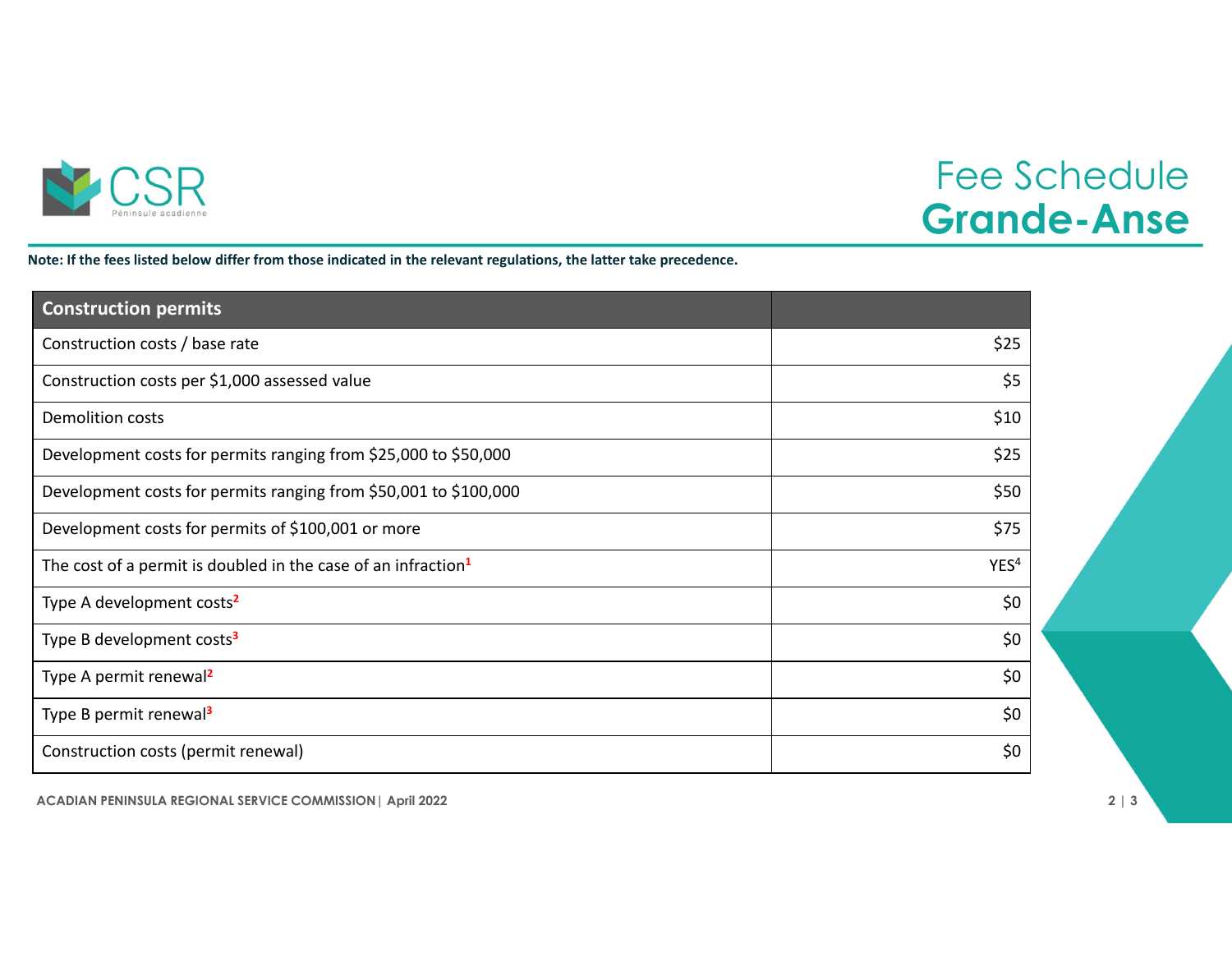# Fee Schedule
## Grande-Anse

**Note: If the fees listed below differ from those indicated in the relevant regulations, the latter take precedence.**

| Construction permits | |
|---|---|
| Construction costs / base rate | $25 |
| Construction costs per $1,000 assessed value | $5 |
| Demolition costs | $10 |
| Development costs for permits ranging from $25,000 to $50,000 | $25 |
| Development costs for permits ranging from $50,001 to $100,000 | $50 |
| Development costs for permits of $100,001 or more | $75 |
| The cost of a permit is doubled in the case of an infraction[1] | YES[4] |
| Type A development costs[2] | $0 |
| Type B development costs[3] | $0 |
| Type A permit renewal[2] | $0 |
| Type B permit renewal[3] | $0 |
| Construction costs (permit renewal) | $0 |

ACADIAN PENINSULA REGIONAL SERVICE COMMISSION | April 2022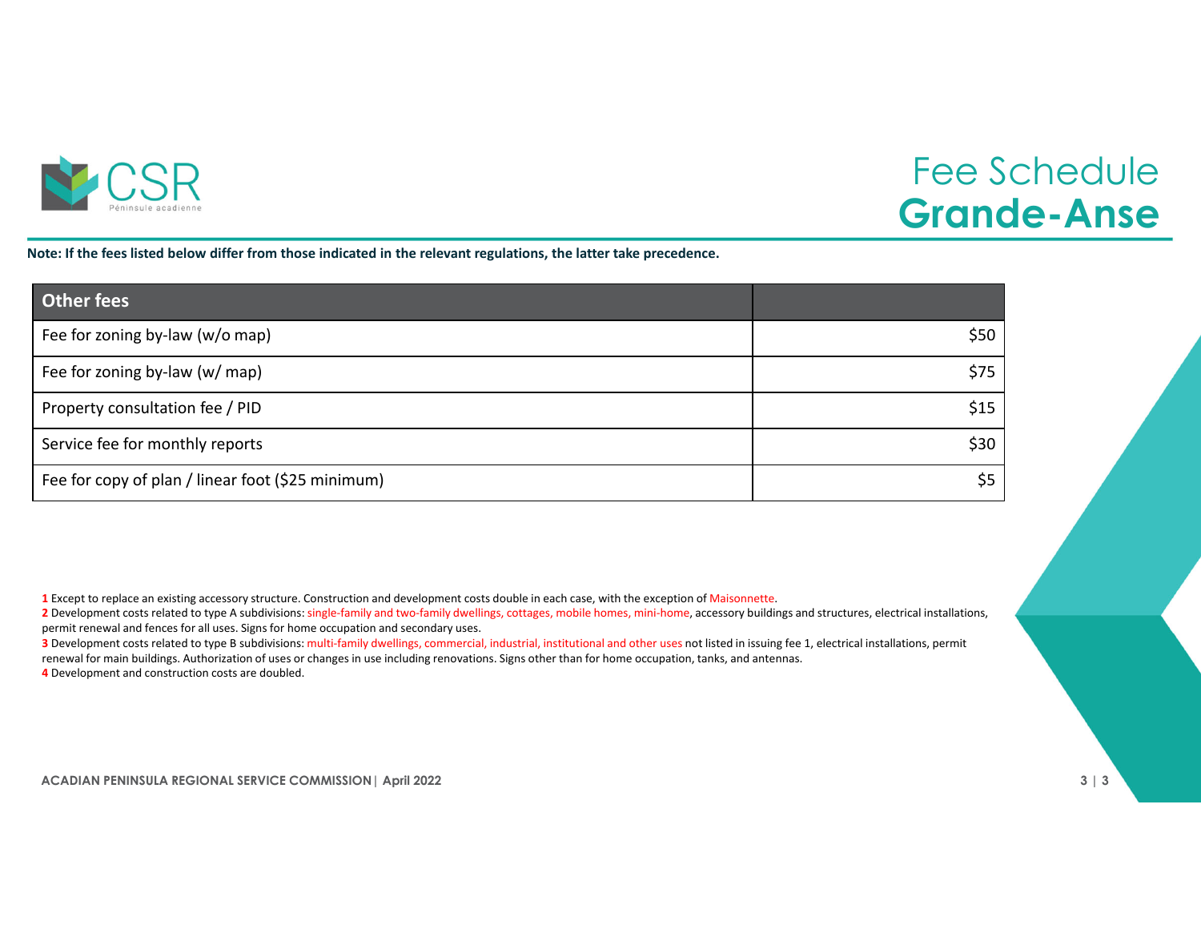# Fee Schedule
# Grande-Anse

**Note: If the fees listed below differ from those indicated in the relevant regulations, the latter take precedence.**

| Other fees | |
|---|---|
| Fee for zoning by-law (w/o map) | $50 |
| Fee for zoning by-law (w/ map) | $75 |
| Property consultation fee / PID | $15 |
| Service fee for monthly reports | $30 |
| Fee for copy of plan / linear foot ($25 minimum) | $5 |

**1** Except to replace an existing accessory structure. Construction and development costs double in each case, with the exception of Maisonnette.
**2** Development costs related to type A subdivisions: single-family and two-family dwellings, cottages, mobile homes, mini-home, accessory buildings and structures, electrical installations, permit renewal and fences for all uses. Signs for home occupation and secondary uses.
**3** Development costs related to type B subdivisions: multi-family dwellings, commercial, industrial, institutional and other uses not listed in issuing fee 1, electrical installations, permit renewal for main buildings. Authorization of uses or changes in use including renovations. Signs other than for home occupation, tanks, and antennas.
**4** Development and construction costs are doubled.

ACADIAN PENINSULA REGIONAL SERVICE COMMISSION | April 2022